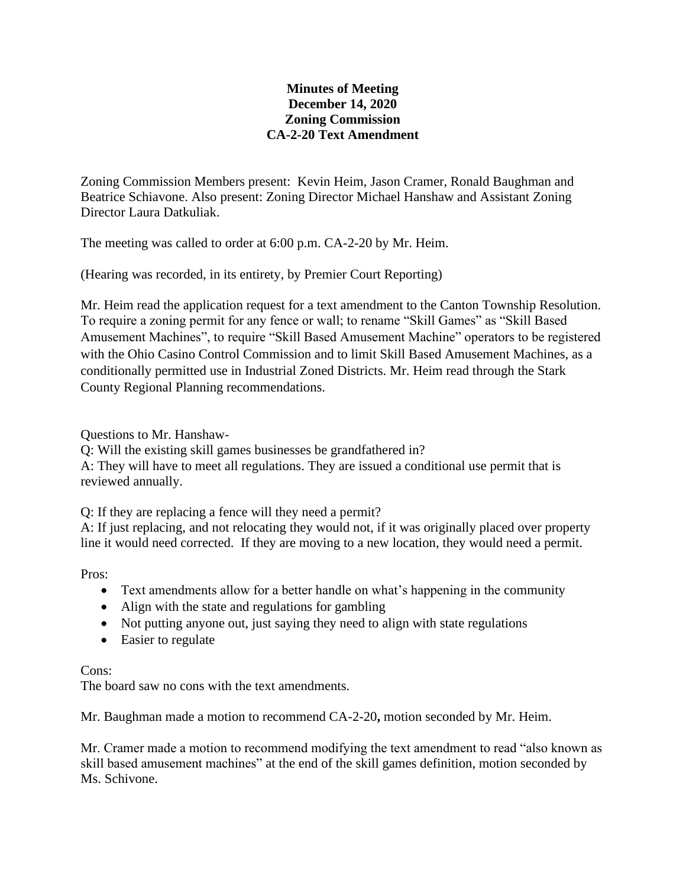**Minutes of Meeting**
**December 14, 2020**
**Zoning Commission**
**CA-2-20 Text Amendment**

Zoning Commission Members present: Kevin Heim, Jason Cramer, Ronald Baughman and Beatrice Schiavone. Also present: Zoning Director Michael Hanshaw and Assistant Zoning Director Laura Datkuliak.

The meeting was called to order at 6:00 p.m. CA-2-20 by Mr. Heim.

(Hearing was recorded, in its entirety, by Premier Court Reporting)

Mr. Heim read the application request for a text amendment to the Canton Township Resolution. To require a zoning permit for any fence or wall; to rename "Skill Games" as "Skill Based Amusement Machines", to require "Skill Based Amusement Machine" operators to be registered with the Ohio Casino Control Commission and to limit Skill Based Amusement Machines, as a conditionally permitted use in Industrial Zoned Districts. Mr. Heim read through the Stark County Regional Planning recommendations.

Questions to Mr. Hanshaw-

Q: Will the existing skill games businesses be grandfathered in?

A: They will have to meet all regulations. They are issued a conditional use permit that is reviewed annually.

Q: If they are replacing a fence will they need a permit?

A: If just replacing, and not relocating they would not, if it was originally placed over property line it would need corrected. If they are moving to a new location, they would need a permit.

Pros:

- Text amendments allow for a better handle on what's happening in the community
- Align with the state and regulations for gambling
- Not putting anyone out, just saying they need to align with state regulations
- Easier to regulate

Cons:

The board saw no cons with the text amendments.

Mr. Baughman made a motion to recommend CA-2-20**,** motion seconded by Mr. Heim.

Mr. Cramer made a motion to recommend modifying the text amendment to read "also known as skill based amusement machines" at the end of the skill games definition, motion seconded by Ms. Schivone.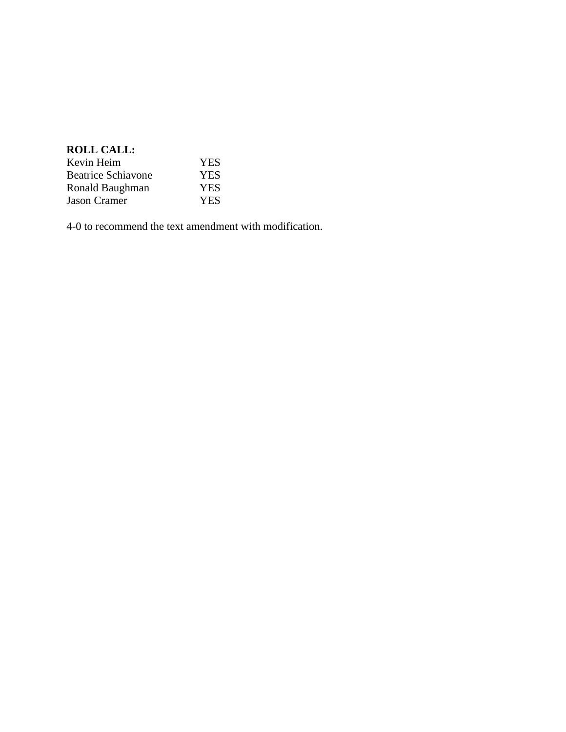**ROLL CALL:**

| | |
|---|---|
| Kevin Heim | YES |
| Beatrice Schiavone | YES |
| Ronald Baughman | YES |
| Jason Cramer | YES |

4-0 to recommend the text amendment with modification.